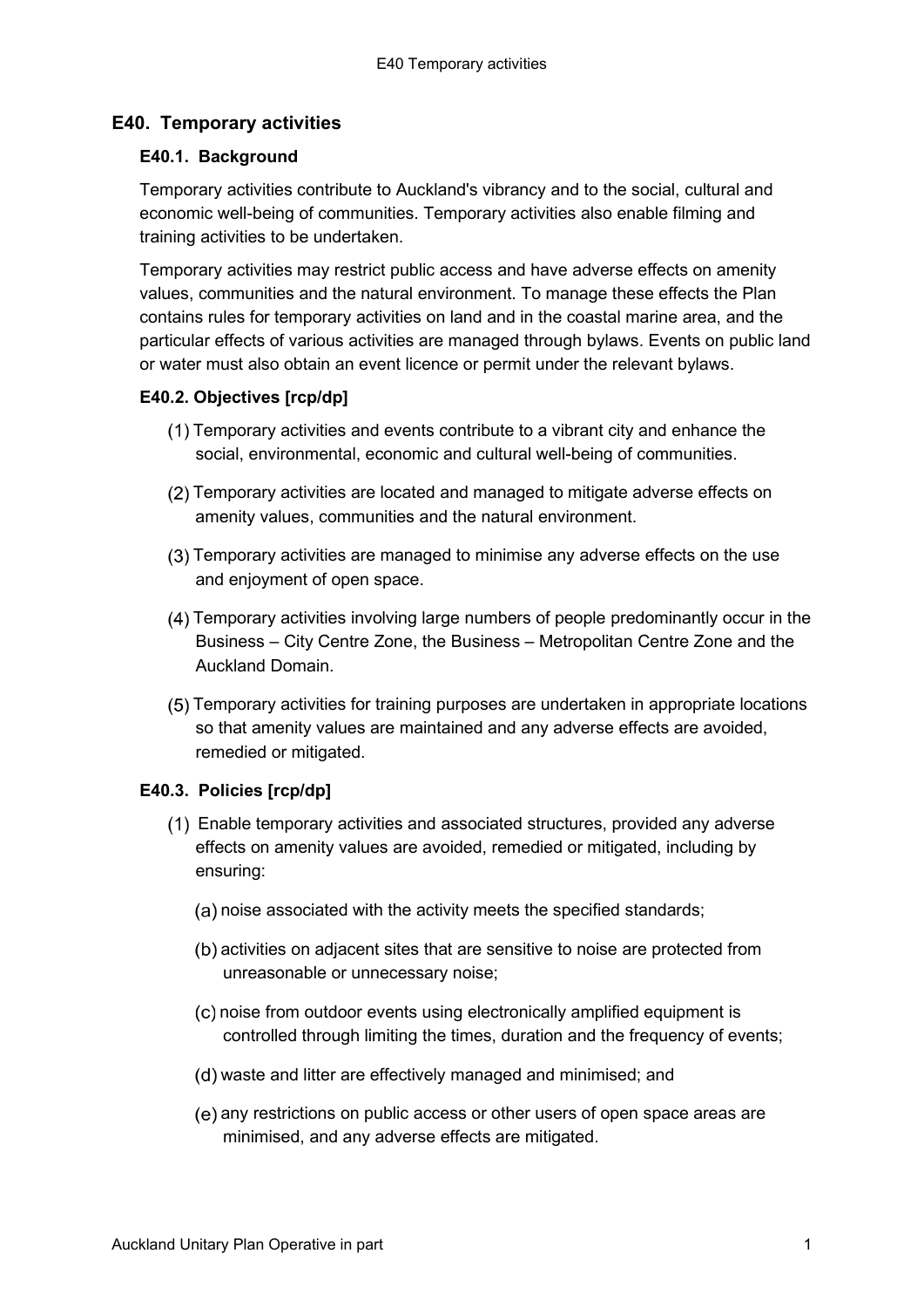# E40. Temporary activities

## E40.1. Background

Temporary activities contribute to Auckland's vibrancy and to the social, cultural and economic well-being of communities. Temporary activities also enable filming and training activities to be undertaken.

Temporary activities may restrict public access and have adverse effects on amenity values, communities and the natural environment. To manage these effects the Plan contains rules for temporary activities on land and in the coastal marine area, and the particular effects of various activities are managed through bylaws. Events on public land or water must also obtain an event licence or permit under the relevant bylaws.

## E40.2. Objectives [rcp/dp]

(1) Temporary activities and events contribute to a vibrant city and enhance the social, environmental, economic and cultural well-being of communities.

(2) Temporary activities are located and managed to mitigate adverse effects on amenity values, communities and the natural environment.

(3) Temporary activities are managed to minimise any adverse effects on the use and enjoyment of open space.

(4) Temporary activities involving large numbers of people predominantly occur in the Business – City Centre Zone, the Business – Metropolitan Centre Zone and the Auckland Domain.

(5) Temporary activities for training purposes are undertaken in appropriate locations so that amenity values are maintained and any adverse effects are avoided, remedied or mitigated.

## E40.3. Policies [rcp/dp]

(1) Enable temporary activities and associated structures, provided any adverse effects on amenity values are avoided, remedied or mitigated, including by ensuring:

   (a) noise associated with the activity meets the specified standards;

   (b) activities on adjacent sites that are sensitive to noise are protected from unreasonable or unnecessary noise;

   (c) noise from outdoor events using electronically amplified equipment is controlled through limiting the times, duration and the frequency of events;

   (d) waste and litter are effectively managed and minimised; and

   (e) any restrictions on public access or other users of open space areas are minimised, and any adverse effects are mitigated.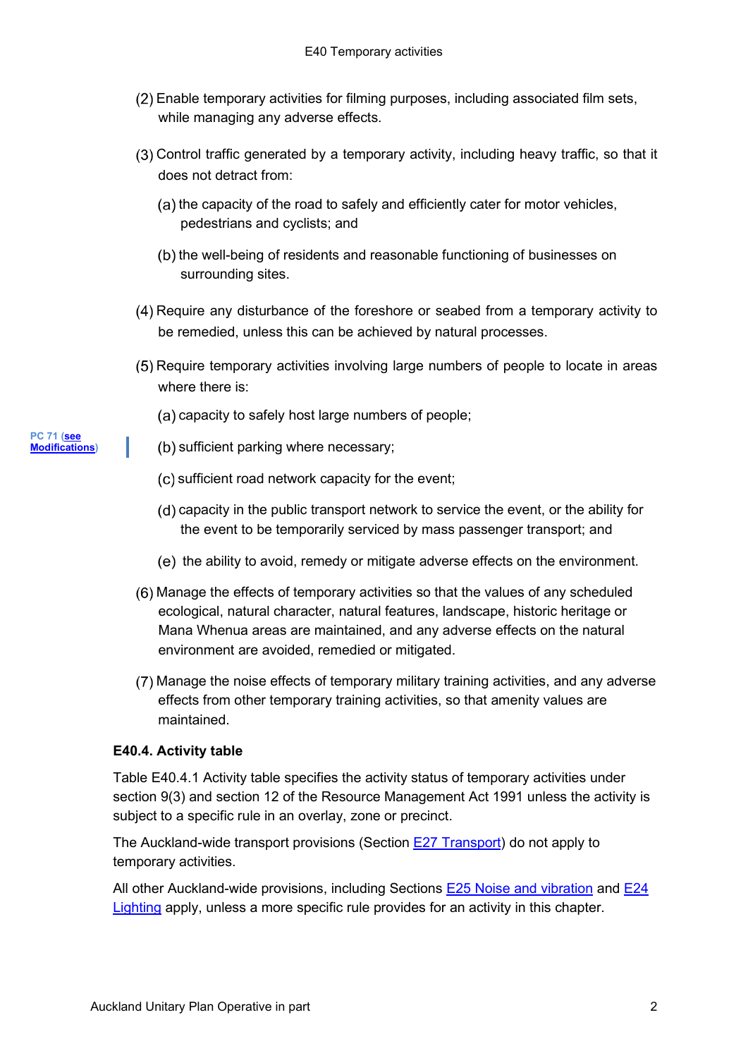(2) Enable temporary activities for filming purposes, including associated film sets, while managing any adverse effects.

(3) Control traffic generated by a temporary activity, including heavy traffic, so that it does not detract from:

(a) the capacity of the road to safely and efficiently cater for motor vehicles, pedestrians and cyclists; and

(b) the well-being of residents and reasonable functioning of businesses on surrounding sites.

(4) Require any disturbance of the foreshore or seabed from a temporary activity to be remedied, unless this can be achieved by natural processes.

(5) Require temporary activities involving large numbers of people to locate in areas where there is:

(a) capacity to safely host large numbers of people;

PC 71 (see Modifications)

(b) sufficient parking where necessary;

(c) sufficient road network capacity for the event;

(d) capacity in the public transport network to service the event, or the ability for the event to be temporarily serviced by mass passenger transport; and

(e) the ability to avoid, remedy or mitigate adverse effects on the environment.

(6) Manage the effects of temporary activities so that the values of any scheduled ecological, natural character, natural features, landscape, historic heritage or Mana Whenua areas are maintained, and any adverse effects on the natural environment are avoided, remedied or mitigated.

(7) Manage the noise effects of temporary military training activities, and any adverse effects from other temporary training activities, so that amenity values are maintained.

## E40.4. Activity table

Table E40.4.1 Activity table specifies the activity status of temporary activities under section 9(3) and section 12 of the Resource Management Act 1991 unless the activity is subject to a specific rule in an overlay, zone or precinct.

The Auckland-wide transport provisions (Section E27 Transport) do not apply to temporary activities.

All other Auckland-wide provisions, including Sections E25 Noise and vibration and E24 Lighting apply, unless a more specific rule provides for an activity in this chapter.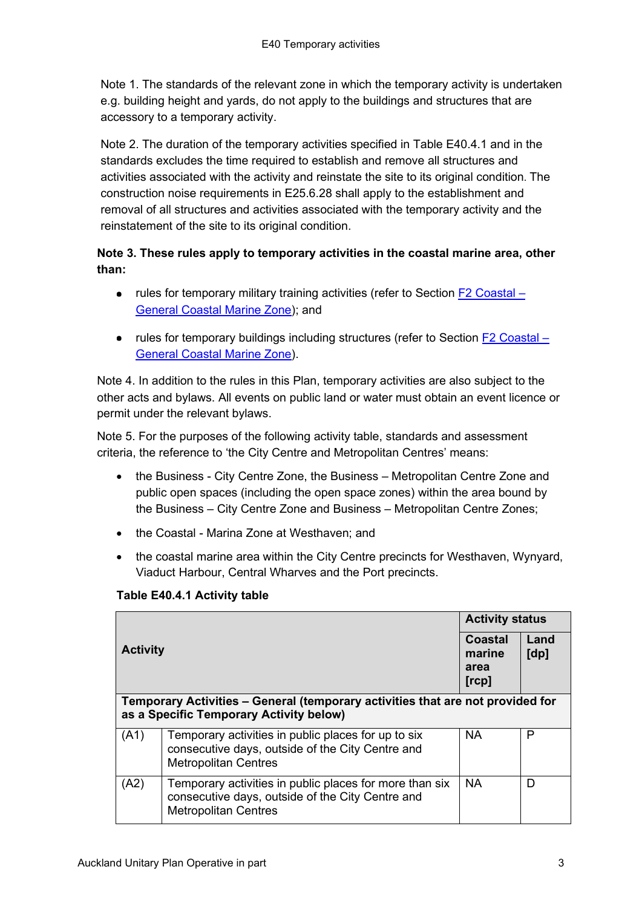Note 1. The standards of the relevant zone in which the temporary activity is undertaken e.g. building height and yards, do not apply to the buildings and structures that are accessory to a temporary activity.

Note 2. The duration of the temporary activities specified in Table E40.4.1 and in the standards excludes the time required to establish and remove all structures and activities associated with the activity and reinstate the site to its original condition. The construction noise requirements in E25.6.28 shall apply to the establishment and removal of all structures and activities associated with the temporary activity and the reinstatement of the site to its original condition.

**Note 3. These rules apply to temporary activities in the coastal marine area, other than:**

- rules for temporary military training activities (refer to Section F2 Coastal – General Coastal Marine Zone); and
- rules for temporary buildings including structures (refer to Section F2 Coastal – General Coastal Marine Zone).

Note 4. In addition to the rules in this Plan, temporary activities are also subject to the other acts and bylaws. All events on public land or water must obtain an event licence or permit under the relevant bylaws.

Note 5. For the purposes of the following activity table, standards and assessment criteria, the reference to 'the City Centre and Metropolitan Centres' means:

- the Business - City Centre Zone, the Business – Metropolitan Centre Zone and public open spaces (including the open space zones) within the area bound by the Business – City Centre Zone and Business – Metropolitan Centre Zones;
- the Coastal - Marina Zone at Westhaven; and
- the coastal marine area within the City Centre precincts for Westhaven, Wynyard, Viaduct Harbour, Central Wharves and the Port precincts.

**Table E40.4.1 Activity table**

| Activity | | Activity status | |
|---|---|---|---|
| | | **Coastal marine area [rcp]** | **Land [dp]** |
| **Temporary Activities – General (temporary activities that are not provided for as a Specific Temporary Activity below)** | | | |
| (A1) | Temporary activities in public places for up to six consecutive days, outside of the City Centre and Metropolitan Centres | NA | P |
| (A2) | Temporary activities in public places for more than six consecutive days, outside of the City Centre and Metropolitan Centres | NA | D |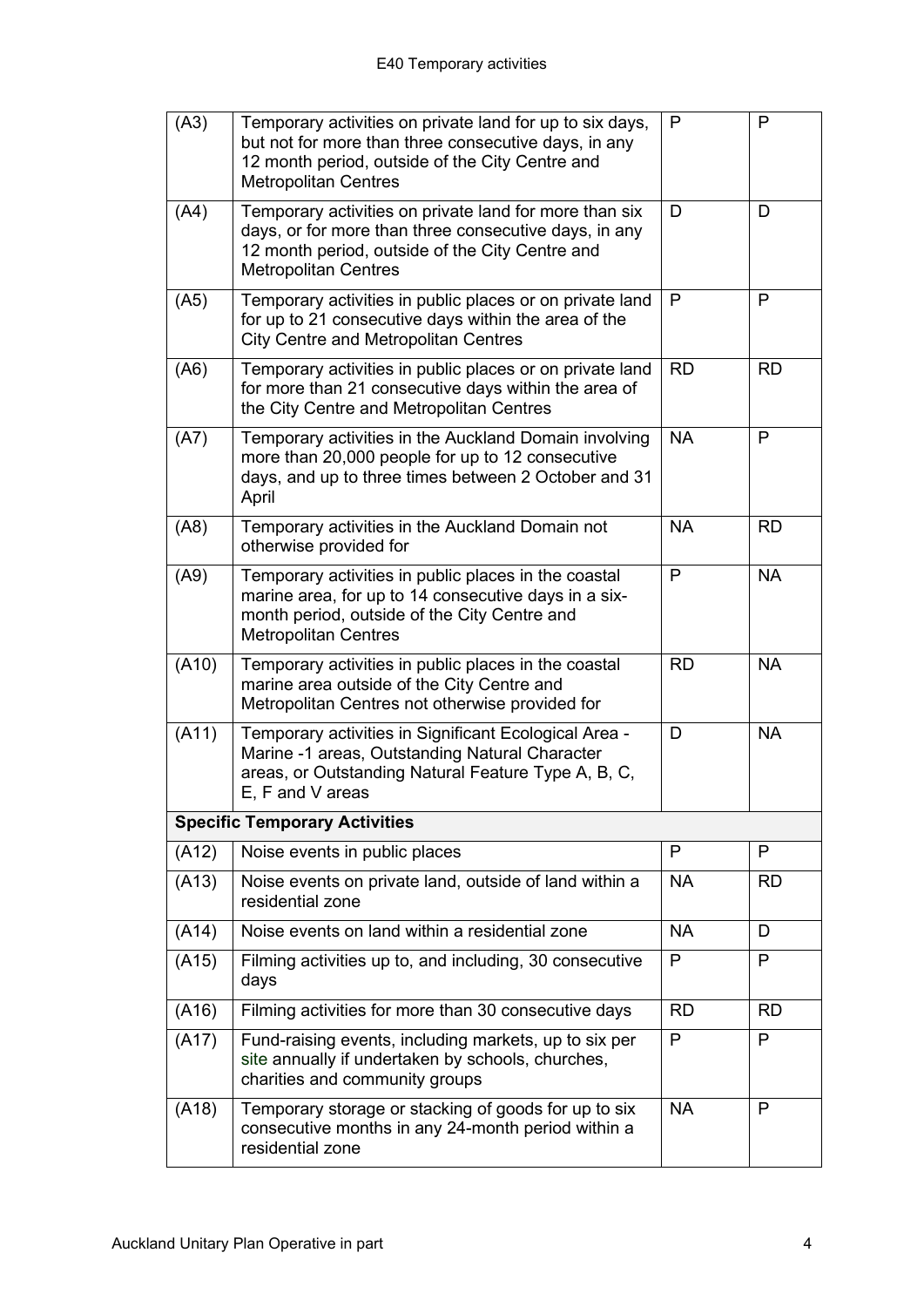| (A3) | Temporary activities on private land for up to six days, but not for more than three consecutive days, in any 12 month period, outside of the City Centre and Metropolitan Centres | P | P |
|---|---|---|---|
| (A4) | Temporary activities on private land for more than six days, or for more than three consecutive days, in any 12 month period, outside of the City Centre and Metropolitan Centres | D | D |
| (A5) | Temporary activities in public places or on private land for up to 21 consecutive days within the area of the City Centre and Metropolitan Centres | P | P |
| (A6) | Temporary activities in public places or on private land for more than 21 consecutive days within the area of the City Centre and Metropolitan Centres | RD | RD |
| (A7) | Temporary activities in the Auckland Domain involving more than 20,000 people for up to 12 consecutive days, and up to three times between 2 October and 31 April | NA | P |
| (A8) | Temporary activities in the Auckland Domain not otherwise provided for | NA | RD |
| (A9) | Temporary activities in public places in the coastal marine area, for up to 14 consecutive days in a six-month period, outside of the City Centre and Metropolitan Centres | P | NA |
| (A10) | Temporary activities in public places in the coastal marine area outside of the City Centre and Metropolitan Centres not otherwise provided for | RD | NA |
| (A11) | Temporary activities in Significant Ecological Area - Marine -1 areas, Outstanding Natural Character areas, or Outstanding Natural Feature Type A, B, C, E, F and V areas | D | NA |
| **Specific Temporary Activities** | | | |
| (A12) | Noise events in public places | P | P |
| (A13) | Noise events on private land, outside of land within a residential zone | NA | RD |
| (A14) | Noise events on land within a residential zone | NA | D |
| (A15) | Filming activities up to, and including, 30 consecutive days | P | P |
| (A16) | Filming activities for more than 30 consecutive days | RD | RD |
| (A17) | Fund-raising events, including markets, up to six per site annually if undertaken by schools, churches, charities and community groups | P | P |
| (A18) | Temporary storage or stacking of goods for up to six consecutive months in any 24-month period within a residential zone | NA | P |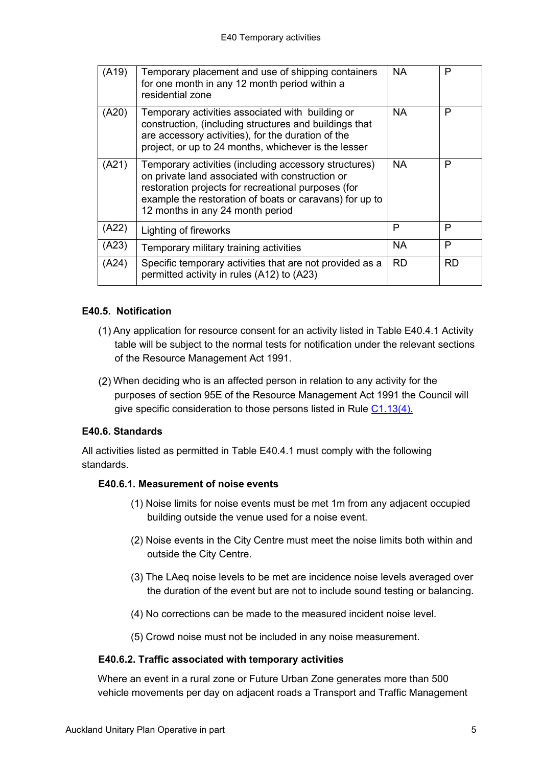| (A19) | Temporary placement and use of shipping containers for one month in any 12 month period within a residential zone | NA | P |
|---|---|---|---|
| (A20) | Temporary activities associated with building or construction, (including structures and buildings that are accessory activities), for the duration of the project, or up to 24 months, whichever is the lesser | NA | P |
| (A21) | Temporary activities (including accessory structures) on private land associated with construction or restoration projects for recreational purposes (for example the restoration of boats or caravans) for up to 12 months in any 24 month period | NA | P |
| (A22) | Lighting of fireworks | P | P |
| (A23) | Temporary military training activities | NA | P |
| (A24) | Specific temporary activities that are not provided as a permitted activity in rules (A12) to (A23) | RD | RD |

### E40.5. Notification

(1) Any application for resource consent for an activity listed in Table E40.4.1 Activity table will be subject to the normal tests for notification under the relevant sections of the Resource Management Act 1991.

(2) When deciding who is an affected person in relation to any activity for the purposes of section 95E of the Resource Management Act 1991 the Council will give specific consideration to those persons listed in Rule C1.13(4).

### E40.6. Standards

All activities listed as permitted in Table E40.4.1 must comply with the following standards.

#### E40.6.1. Measurement of noise events

(1) Noise limits for noise events must be met 1m from any adjacent occupied building outside the venue used for a noise event.

(2) Noise events in the City Centre must meet the noise limits both within and outside the City Centre.

(3) The LAeq noise levels to be met are incidence noise levels averaged over the duration of the event but are not to include sound testing or balancing.

(4) No corrections can be made to the measured incident noise level.

(5) Crowd noise must not be included in any noise measurement.

#### E40.6.2. Traffic associated with temporary activities

Where an event in a rural zone or Future Urban Zone generates more than 500 vehicle movements per day on adjacent roads a Transport and Traffic Management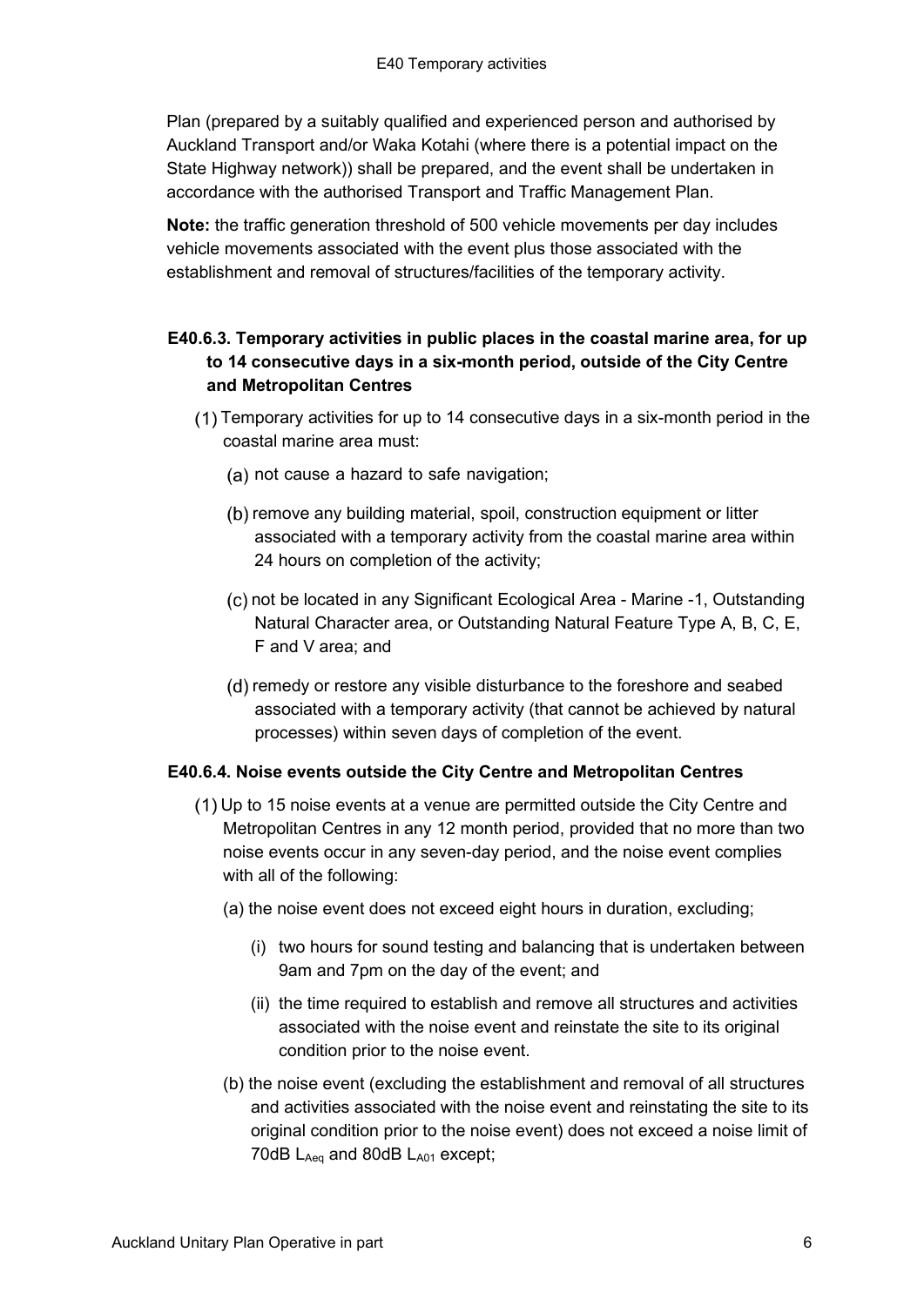Plan (prepared by a suitably qualified and experienced person and authorised by Auckland Transport and/or Waka Kotahi (where there is a potential impact on the State Highway network)) shall be prepared, and the event shall be undertaken in accordance with the authorised Transport and Traffic Management Plan.

**Note:** the traffic generation threshold of 500 vehicle movements per day includes vehicle movements associated with the event plus those associated with the establishment and removal of structures/facilities of the temporary activity.

### E40.6.3. Temporary activities in public places in the coastal marine area, for up to 14 consecutive days in a six-month period, outside of the City Centre and Metropolitan Centres

(1) Temporary activities for up to 14 consecutive days in a six-month period in the coastal marine area must:

- (a) not cause a hazard to safe navigation;
- (b) remove any building material, spoil, construction equipment or litter associated with a temporary activity from the coastal marine area within 24 hours on completion of the activity;
- (c) not be located in any Significant Ecological Area - Marine -1, Outstanding Natural Character area, or Outstanding Natural Feature Type A, B, C, E, F and V area; and
- (d) remedy or restore any visible disturbance to the foreshore and seabed associated with a temporary activity (that cannot be achieved by natural processes) within seven days of completion of the event.

### E40.6.4. Noise events outside the City Centre and Metropolitan Centres

(1) Up to 15 noise events at a venue are permitted outside the City Centre and Metropolitan Centres in any 12 month period, provided that no more than two noise events occur in any seven-day period, and the noise event complies with all of the following:

- (a) the noise event does not exceed eight hours in duration, excluding;
  - (i) two hours for sound testing and balancing that is undertaken between 9am and 7pm on the day of the event; and
  - (ii) the time required to establish and remove all structures and activities associated with the noise event and reinstate the site to its original condition prior to the noise event.
- (b) the noise event (excluding the establishment and removal of all structures and activities associated with the noise event and reinstating the site to its original condition prior to the noise event) does not exceed a noise limit of 70dB $L_{Aeq}$ and 80dB $L_{A01}$ except;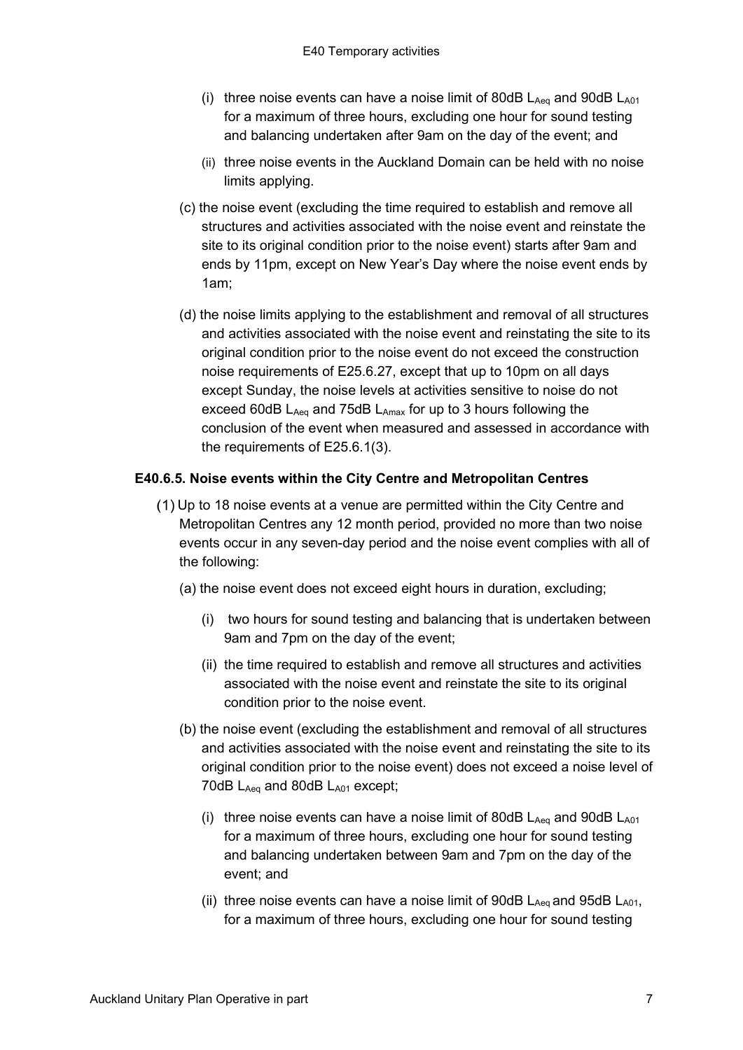(i) three noise events can have a noise limit of 80dB $L_{Aeq}$ and 90dB $L_{A01}$ for a maximum of three hours, excluding one hour for sound testing and balancing undertaken after 9am on the day of the event; and

(ii) three noise events in the Auckland Domain can be held with no noise limits applying.

(c) the noise event (excluding the time required to establish and remove all structures and activities associated with the noise event and reinstate the site to its original condition prior to the noise event) starts after 9am and ends by 11pm, except on New Year's Day where the noise event ends by 1am;

(d) the noise limits applying to the establishment and removal of all structures and activities associated with the noise event and reinstating the site to its original condition prior to the noise event do not exceed the construction noise requirements of E25.6.27, except that up to 10pm on all days except Sunday, the noise levels at activities sensitive to noise do not exceed 60dB $L_{Aeq}$ and 75dB $L_{Amax}$ for up to 3 hours following the conclusion of the event when measured and assessed in accordance with the requirements of E25.6.1(3).

### E40.6.5. Noise events within the City Centre and Metropolitan Centres

(1) Up to 18 noise events at a venue are permitted within the City Centre and Metropolitan Centres any 12 month period, provided no more than two noise events occur in any seven-day period and the noise event complies with all of the following:

(a) the noise event does not exceed eight hours in duration, excluding;

(i) two hours for sound testing and balancing that is undertaken between 9am and 7pm on the day of the event;

(ii) the time required to establish and remove all structures and activities associated with the noise event and reinstate the site to its original condition prior to the noise event.

(b) the noise event (excluding the establishment and removal of all structures and activities associated with the noise event and reinstating the site to its original condition prior to the noise event) does not exceed a noise level of 70dB $L_{Aeq}$ and 80dB $L_{A01}$ except;

(i) three noise events can have a noise limit of 80dB $L_{Aeq}$ and 90dB $L_{A01}$ for a maximum of three hours, excluding one hour for sound testing and balancing undertaken between 9am and 7pm on the day of the event; and

(ii) three noise events can have a noise limit of 90dB $L_{Aeq}$ and 95dB $L_{A01}$, for a maximum of three hours, excluding one hour for sound testing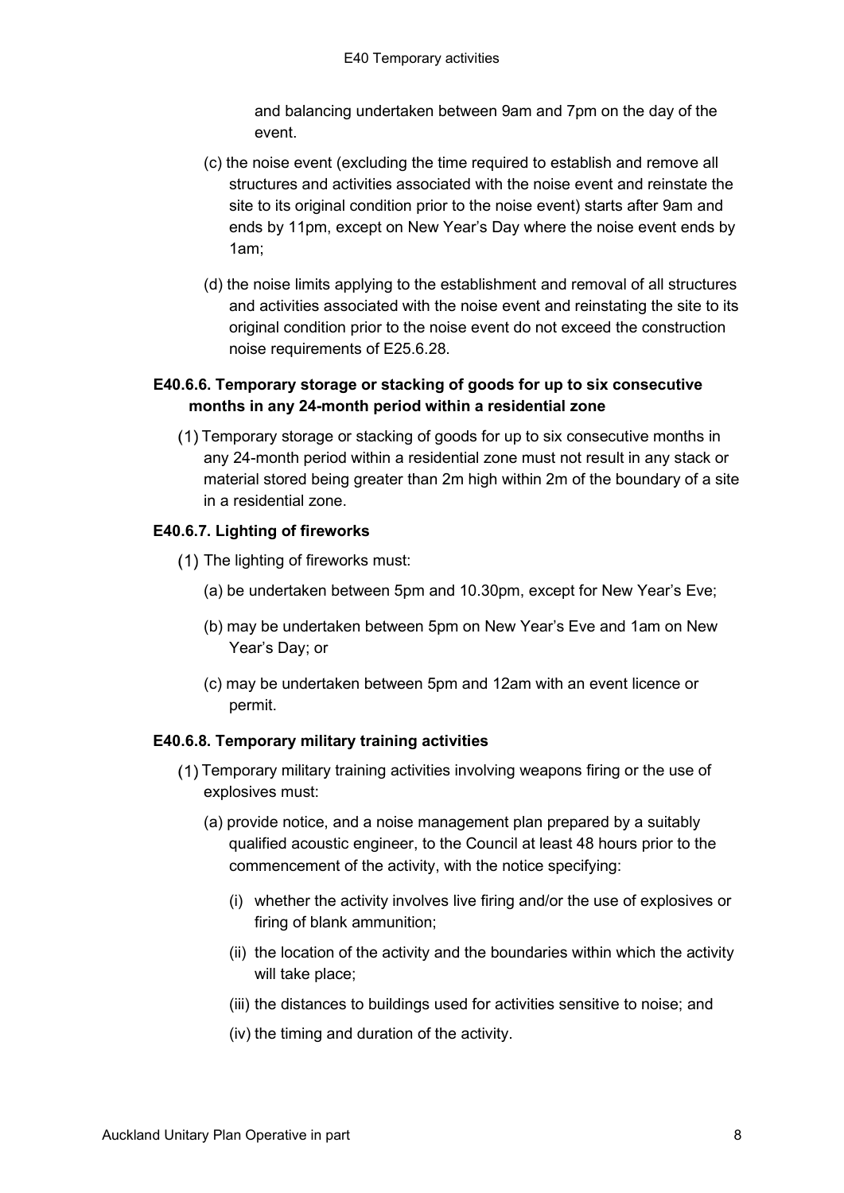and balancing undertaken between 9am and 7pm on the day of the event.

(c) the noise event (excluding the time required to establish and remove all structures and activities associated with the noise event and reinstate the site to its original condition prior to the noise event) starts after 9am and ends by 11pm, except on New Year's Day where the noise event ends by 1am;

(d) the noise limits applying to the establishment and removal of all structures and activities associated with the noise event and reinstating the site to its original condition prior to the noise event do not exceed the construction noise requirements of E25.6.28.

### E40.6.6. Temporary storage or stacking of goods for up to six consecutive months in any 24-month period within a residential zone

(1) Temporary storage or stacking of goods for up to six consecutive months in any 24-month period within a residential zone must not result in any stack or material stored being greater than 2m high within 2m of the boundary of a site in a residential zone.

### E40.6.7. Lighting of fireworks

(1) The lighting of fireworks must:

(a) be undertaken between 5pm and 10.30pm, except for New Year's Eve;

(b) may be undertaken between 5pm on New Year's Eve and 1am on New Year's Day; or

(c) may be undertaken between 5pm and 12am with an event licence or permit.

### E40.6.8. Temporary military training activities

(1) Temporary military training activities involving weapons firing or the use of explosives must:

(a) provide notice, and a noise management plan prepared by a suitably qualified acoustic engineer, to the Council at least 48 hours prior to the commencement of the activity, with the notice specifying:

(i) whether the activity involves live firing and/or the use of explosives or firing of blank ammunition;

(ii) the location of the activity and the boundaries within which the activity will take place;

(iii) the distances to buildings used for activities sensitive to noise; and

(iv) the timing and duration of the activity.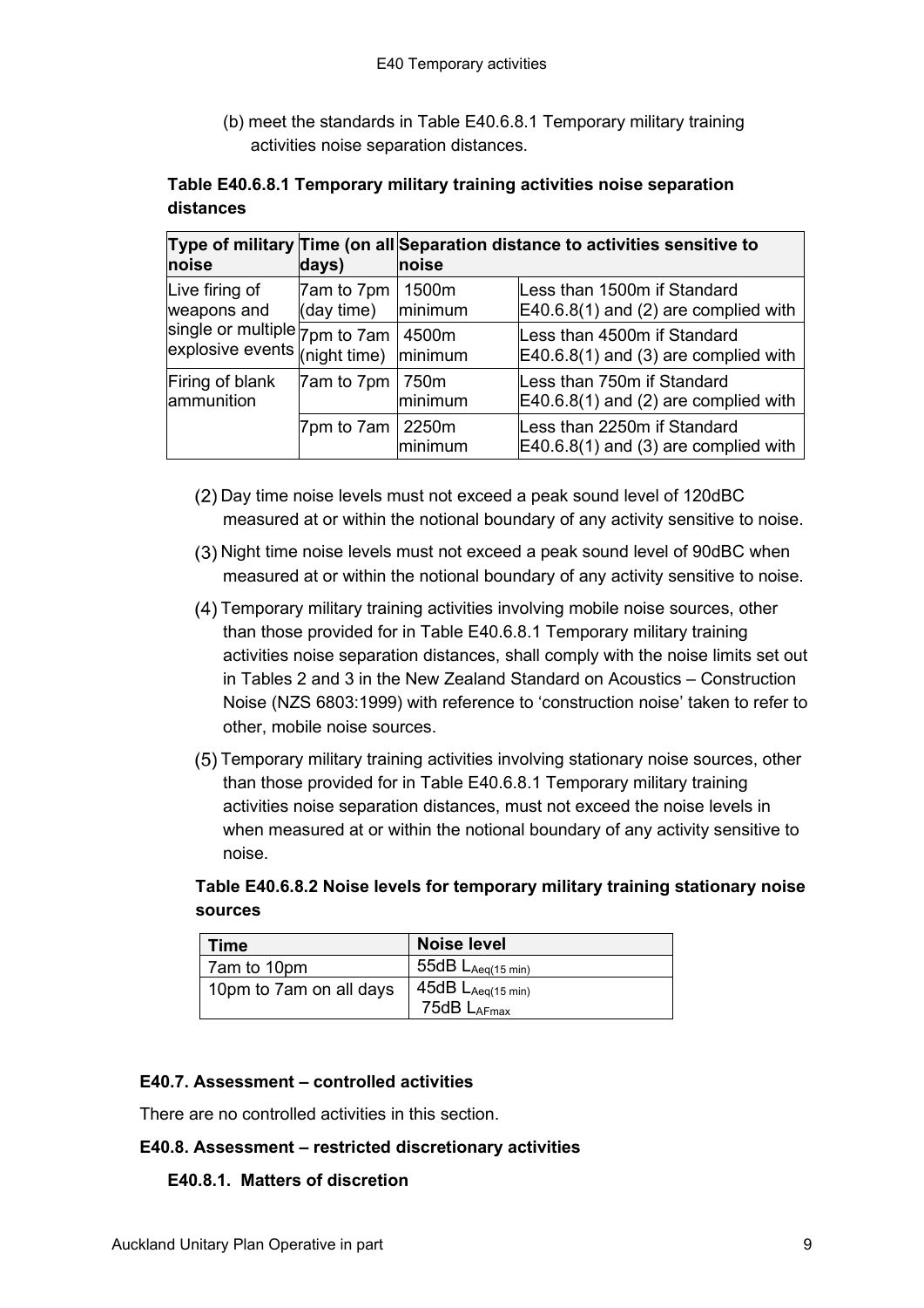(b) meet the standards in Table E40.6.8.1 Temporary military training activities noise separation distances.

**Table E40.6.8.1 Temporary military training activities noise separation distances**

| Type of military noise | Time (on all days) | Separation distance to activities sensitive to noise | |
|---|---|---|---|
| Live firing of weapons and single or multiple explosive events | 7am to 7pm (day time) | 1500m minimum | Less than 1500m if Standard E40.6.8(1) and (2) are complied with |
| | 7pm to 7am (night time) | 4500m minimum | Less than 4500m if Standard E40.6.8(1) and (3) are complied with |
| Firing of blank ammunition | 7am to 7pm | 750m minimum | Less than 750m if Standard E40.6.8(1) and (2) are complied with |
| | 7pm to 7am | 2250m minimum | Less than 2250m if Standard E40.6.8(1) and (3) are complied with |

(2) Day time noise levels must not exceed a peak sound level of 120dBC measured at or within the notional boundary of any activity sensitive to noise.

(3) Night time noise levels must not exceed a peak sound level of 90dBC when measured at or within the notional boundary of any activity sensitive to noise.

(4) Temporary military training activities involving mobile noise sources, other than those provided for in Table E40.6.8.1 Temporary military training activities noise separation distances, shall comply with the noise limits set out in Tables 2 and 3 in the New Zealand Standard on Acoustics – Construction Noise (NZS 6803:1999) with reference to 'construction noise' taken to refer to other, mobile noise sources.

(5) Temporary military training activities involving stationary noise sources, other than those provided for in Table E40.6.8.1 Temporary military training activities noise separation distances, must not exceed the noise levels in when measured at or within the notional boundary of any activity sensitive to noise.

**Table E40.6.8.2 Noise levels for temporary military training stationary noise sources**

| Time | Noise level |
|---|---|
| 7am to 10pm | 55dB $L_{Aeq(15\ min)}$ |
| 10pm to 7am on all days | 45dB $L_{Aeq(15\ min)}$<br>75dB $L_{AFmax}$ |

### E40.7. Assessment – controlled activities

There are no controlled activities in this section.

### E40.8. Assessment – restricted discretionary activities

#### E40.8.1. Matters of discretion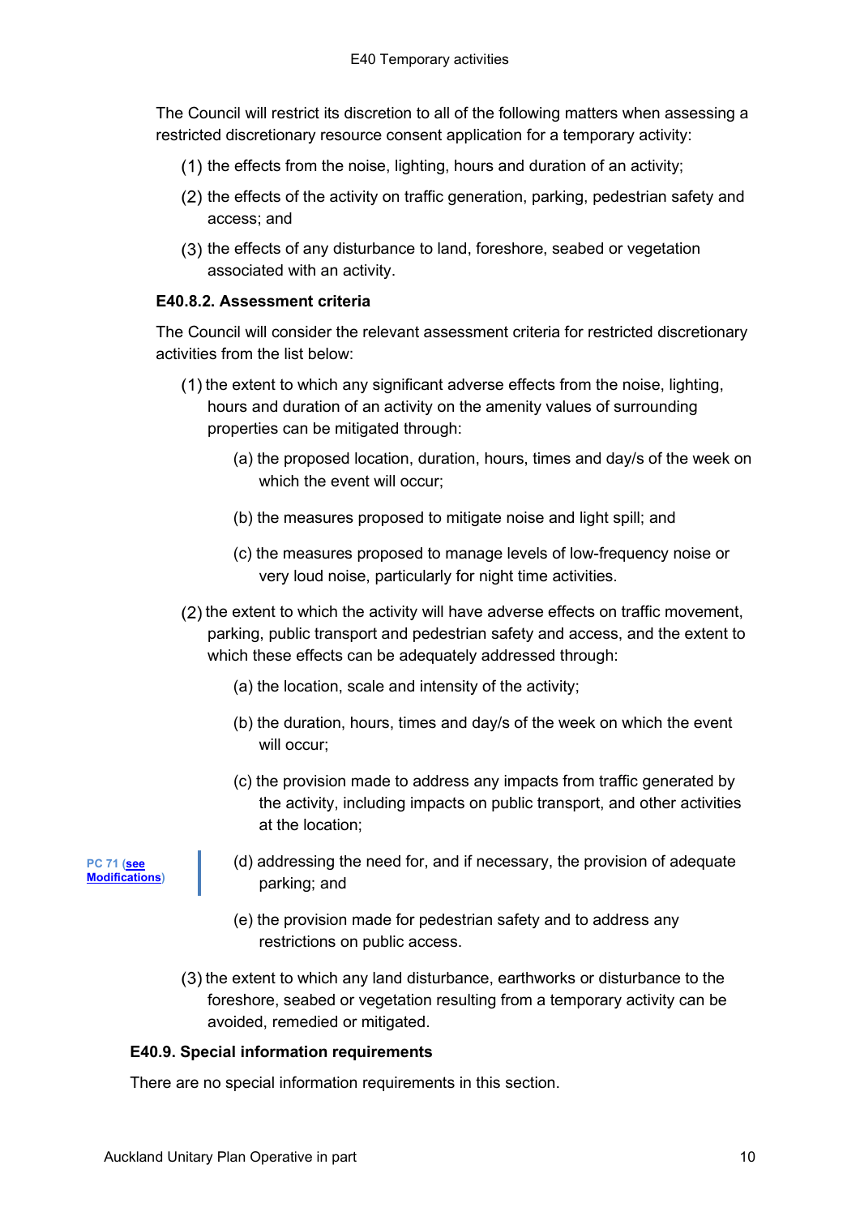The Council will restrict its discretion to all of the following matters when assessing a restricted discretionary resource consent application for a temporary activity:

(1) the effects from the noise, lighting, hours and duration of an activity;

(2) the effects of the activity on traffic generation, parking, pedestrian safety and access; and

(3) the effects of any disturbance to land, foreshore, seabed or vegetation associated with an activity.

### E40.8.2. Assessment criteria

The Council will consider the relevant assessment criteria for restricted discretionary activities from the list below:

(1) the extent to which any significant adverse effects from the noise, lighting, hours and duration of an activity on the amenity values of surrounding properties can be mitigated through:

   (a) the proposed location, duration, hours, times and day/s of the week on which the event will occur;

   (b) the measures proposed to mitigate noise and light spill; and

   (c) the measures proposed to manage levels of low-frequency noise or very loud noise, particularly for night time activities.

(2) the extent to which the activity will have adverse effects on traffic movement, parking, public transport and pedestrian safety and access, and the extent to which these effects can be adequately addressed through:

   (a) the location, scale and intensity of the activity;

   (b) the duration, hours, times and day/s of the week on which the event will occur;

   (c) the provision made to address any impacts from traffic generated by the activity, including impacts on public transport, and other activities at the location;

   PC 71 (see Modifications)

   (d) addressing the need for, and if necessary, the provision of adequate parking; and

   (e) the provision made for pedestrian safety and to address any restrictions on public access.

(3) the extent to which any land disturbance, earthworks or disturbance to the foreshore, seabed or vegetation resulting from a temporary activity can be avoided, remedied or mitigated.

### E40.9. Special information requirements

There are no special information requirements in this section.